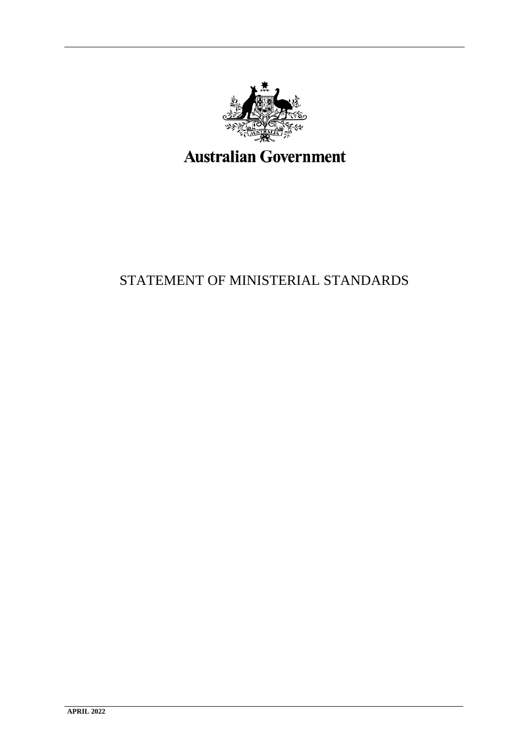Australian Government

# STATEMENT OF MINISTERIAL STANDARDS

**APRIL 2022**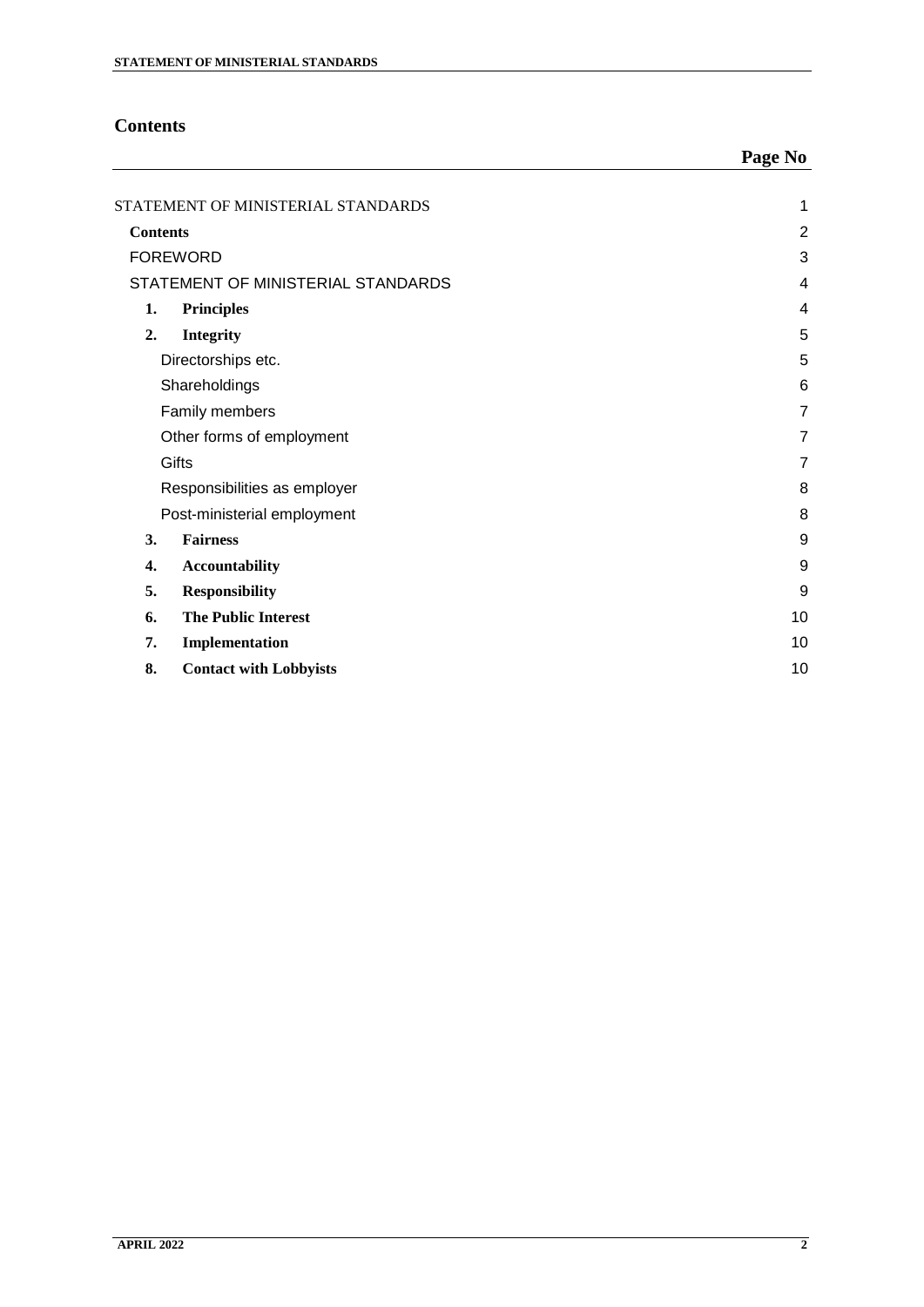## Contents

| | Page No |
|---|---|
| STATEMENT OF MINISTERIAL STANDARDS | 1 |
| **Contents** | 2 |
| FOREWORD | 3 |
| STATEMENT OF MINISTERIAL STANDARDS | 4 |
| **1. Principles** | 4 |
| **2. Integrity** | 5 |
| Directorships etc. | 5 |
| Shareholdings | 6 |
| Family members | 7 |
| Other forms of employment | 7 |
| Gifts | 7 |
| Responsibilities as employer | 8 |
| Post-ministerial employment | 8 |
| **3. Fairness** | 9 |
| **4. Accountability** | 9 |
| **5. Responsibility** | 9 |
| **6. The Public Interest** | 10 |
| **7. Implementation** | 10 |
| **8. Contact with Lobbyists** | 10 |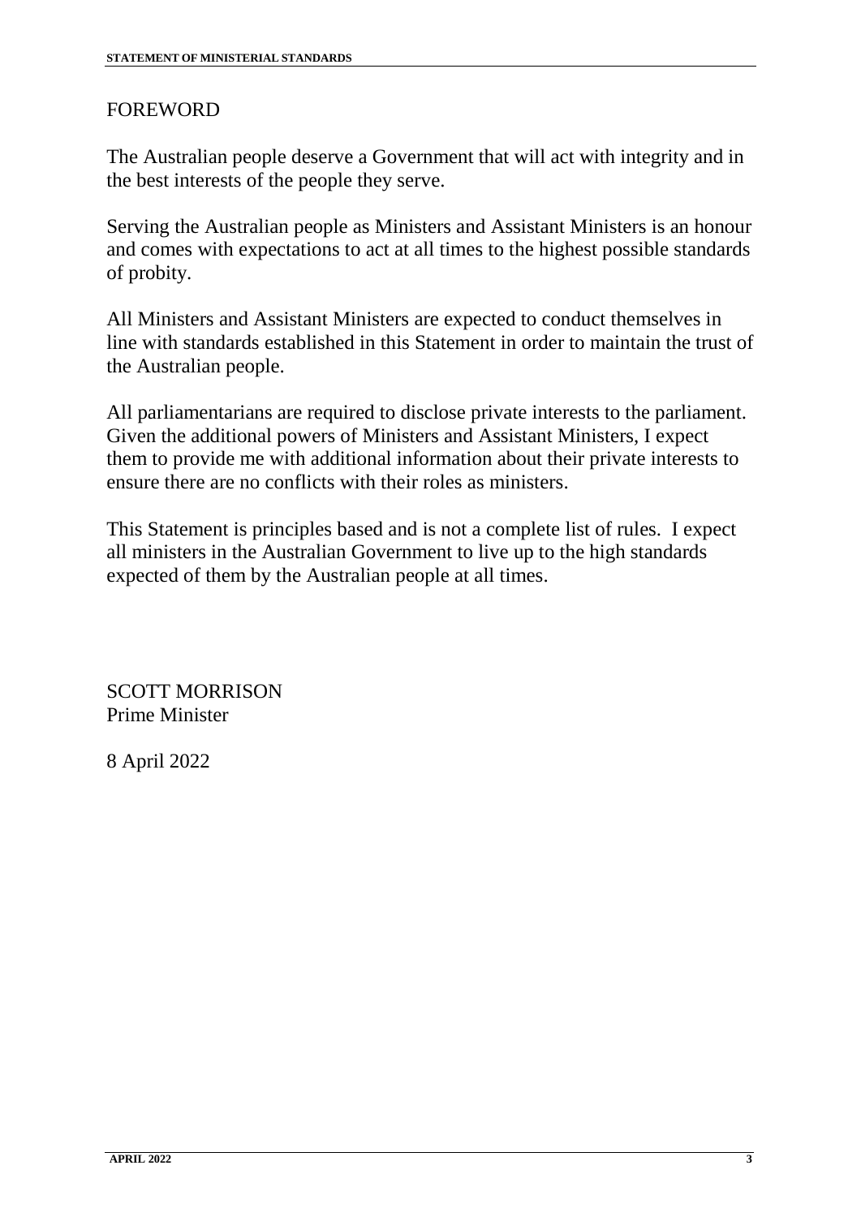## FOREWORD

The Australian people deserve a Government that will act with integrity and in the best interests of the people they serve.

Serving the Australian people as Ministers and Assistant Ministers is an honour and comes with expectations to act at all times to the highest possible standards of probity.

All Ministers and Assistant Ministers are expected to conduct themselves in line with standards established in this Statement in order to maintain the trust of the Australian people.

All parliamentarians are required to disclose private interests to the parliament. Given the additional powers of Ministers and Assistant Ministers, I expect them to provide me with additional information about their private interests to ensure there are no conflicts with their roles as ministers.

This Statement is principles based and is not a complete list of rules. I expect all ministers in the Australian Government to live up to the high standards expected of them by the Australian people at all times.

SCOTT MORRISON
Prime Minister

8 April 2022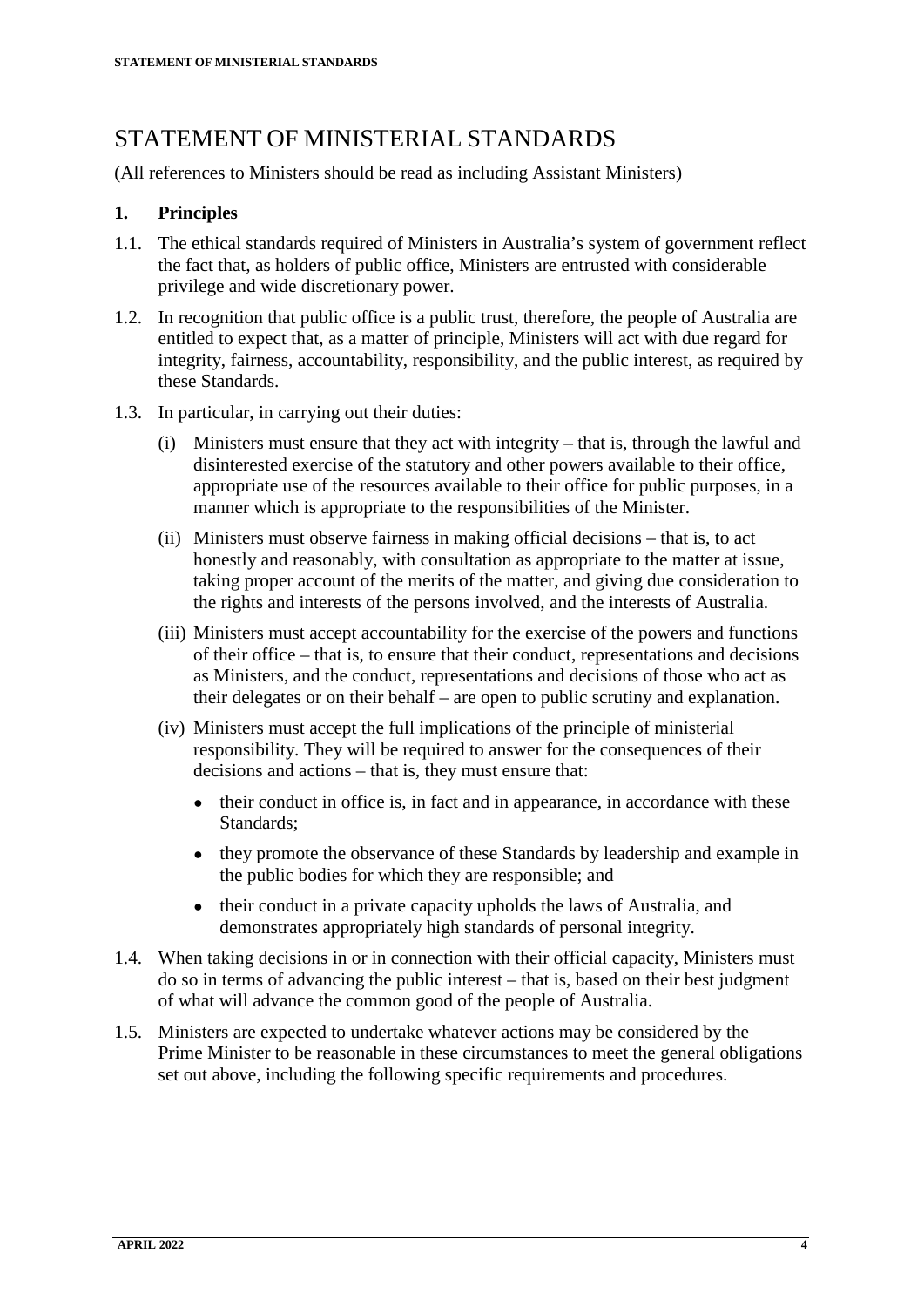# STATEMENT OF MINISTERIAL STANDARDS

(All references to Ministers should be read as including Assistant Ministers)

## 1. Principles

1.1. The ethical standards required of Ministers in Australia's system of government reflect the fact that, as holders of public office, Ministers are entrusted with considerable privilege and wide discretionary power.

1.2. In recognition that public office is a public trust, therefore, the people of Australia are entitled to expect that, as a matter of principle, Ministers will act with due regard for integrity, fairness, accountability, responsibility, and the public interest, as required by these Standards.

1.3. In particular, in carrying out their duties:

(i) Ministers must ensure that they act with integrity – that is, through the lawful and disinterested exercise of the statutory and other powers available to their office, appropriate use of the resources available to their office for public purposes, in a manner which is appropriate to the responsibilities of the Minister.

(ii) Ministers must observe fairness in making official decisions – that is, to act honestly and reasonably, with consultation as appropriate to the matter at issue, taking proper account of the merits of the matter, and giving due consideration to the rights and interests of the persons involved, and the interests of Australia.

(iii) Ministers must accept accountability for the exercise of the powers and functions of their office – that is, to ensure that their conduct, representations and decisions as Ministers, and the conduct, representations and decisions of those who act as their delegates or on their behalf – are open to public scrutiny and explanation.

(iv) Ministers must accept the full implications of the principle of ministerial responsibility. They will be required to answer for the consequences of their decisions and actions – that is, they must ensure that:

- their conduct in office is, in fact and in appearance, in accordance with these Standards;
- they promote the observance of these Standards by leadership and example in the public bodies for which they are responsible; and
- their conduct in a private capacity upholds the laws of Australia, and demonstrates appropriately high standards of personal integrity.

1.4. When taking decisions in or in connection with their official capacity, Ministers must do so in terms of advancing the public interest – that is, based on their best judgment of what will advance the common good of the people of Australia.

1.5. Ministers are expected to undertake whatever actions may be considered by the Prime Minister to be reasonable in these circumstances to meet the general obligations set out above, including the following specific requirements and procedures.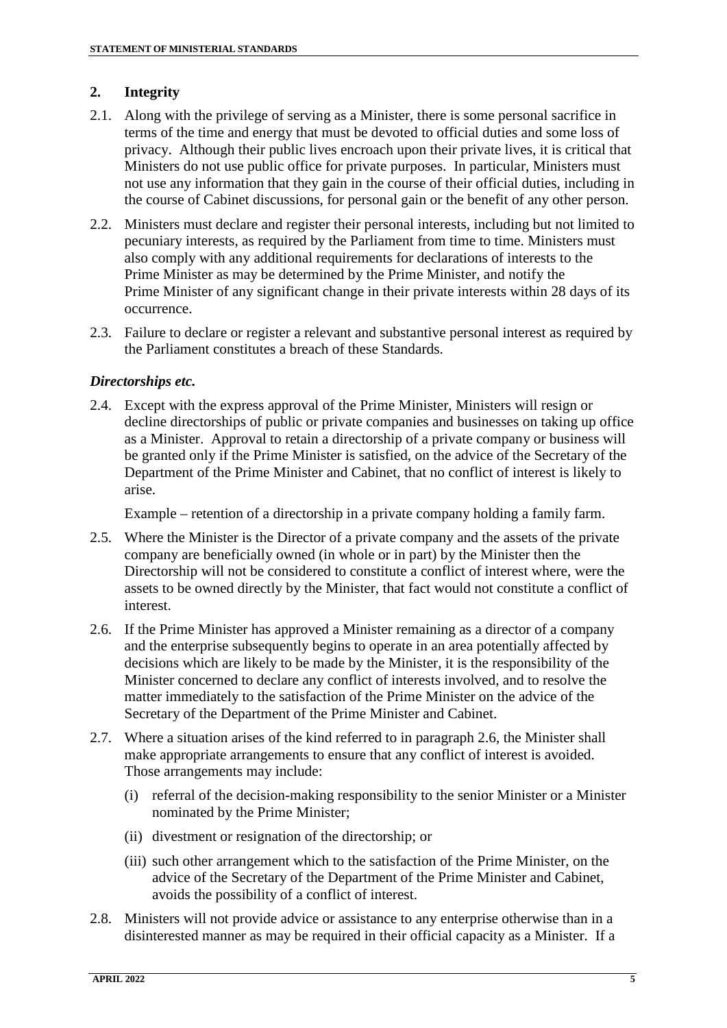## 2. Integrity

2.1. Along with the privilege of serving as a Minister, there is some personal sacrifice in terms of the time and energy that must be devoted to official duties and some loss of privacy. Although their public lives encroach upon their private lives, it is critical that Ministers do not use public office for private purposes. In particular, Ministers must not use any information that they gain in the course of their official duties, including in the course of Cabinet discussions, for personal gain or the benefit of any other person.

2.2. Ministers must declare and register their personal interests, including but not limited to pecuniary interests, as required by the Parliament from time to time. Ministers must also comply with any additional requirements for declarations of interests to the Prime Minister as may be determined by the Prime Minister, and notify the Prime Minister of any significant change in their private interests within 28 days of its occurrence.

2.3. Failure to declare or register a relevant and substantive personal interest as required by the Parliament constitutes a breach of these Standards.

### *Directorships etc.*

2.4. Except with the express approval of the Prime Minister, Ministers will resign or decline directorships of public or private companies and businesses on taking up office as a Minister. Approval to retain a directorship of a private company or business will be granted only if the Prime Minister is satisfied, on the advice of the Secretary of the Department of the Prime Minister and Cabinet, that no conflict of interest is likely to arise.

Example – retention of a directorship in a private company holding a family farm.

2.5. Where the Minister is the Director of a private company and the assets of the private company are beneficially owned (in whole or in part) by the Minister then the Directorship will not be considered to constitute a conflict of interest where, were the assets to be owned directly by the Minister, that fact would not constitute a conflict of interest.

2.6. If the Prime Minister has approved a Minister remaining as a director of a company and the enterprise subsequently begins to operate in an area potentially affected by decisions which are likely to be made by the Minister, it is the responsibility of the Minister concerned to declare any conflict of interests involved, and to resolve the matter immediately to the satisfaction of the Prime Minister on the advice of the Secretary of the Department of the Prime Minister and Cabinet.

2.7. Where a situation arises of the kind referred to in paragraph 2.6, the Minister shall make appropriate arrangements to ensure that any conflict of interest is avoided. Those arrangements may include:

(i) referral of the decision-making responsibility to the senior Minister or a Minister nominated by the Prime Minister;

(ii) divestment or resignation of the directorship; or

(iii) such other arrangement which to the satisfaction of the Prime Minister, on the advice of the Secretary of the Department of the Prime Minister and Cabinet, avoids the possibility of a conflict of interest.

2.8. Ministers will not provide advice or assistance to any enterprise otherwise than in a disinterested manner as may be required in their official capacity as a Minister. If a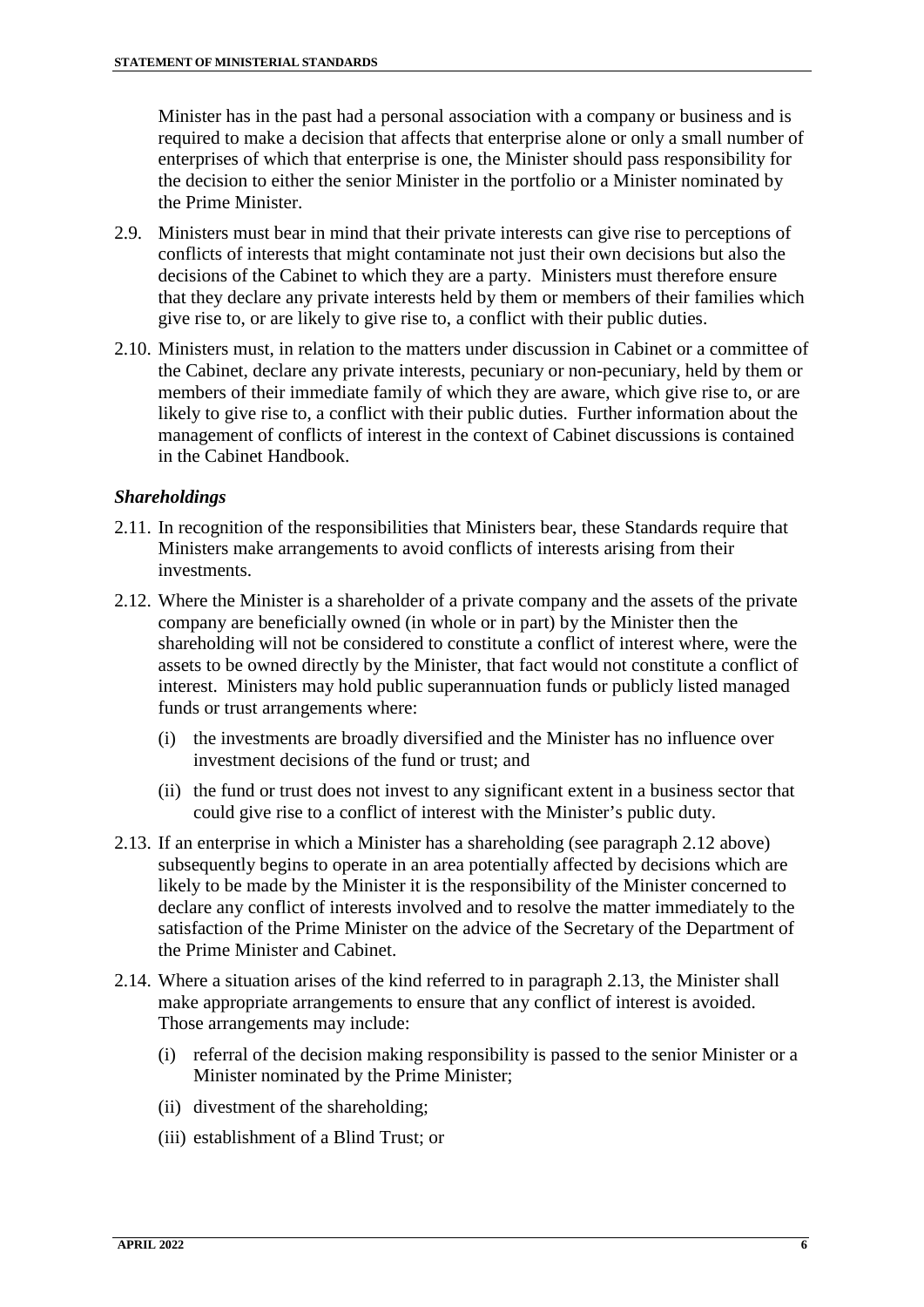Minister has in the past had a personal association with a company or business and is required to make a decision that affects that enterprise alone or only a small number of enterprises of which that enterprise is one, the Minister should pass responsibility for the decision to either the senior Minister in the portfolio or a Minister nominated by the Prime Minister.

2.9. Ministers must bear in mind that their private interests can give rise to perceptions of conflicts of interests that might contaminate not just their own decisions but also the decisions of the Cabinet to which they are a party. Ministers must therefore ensure that they declare any private interests held by them or members of their families which give rise to, or are likely to give rise to, a conflict with their public duties.

2.10. Ministers must, in relation to the matters under discussion in Cabinet or a committee of the Cabinet, declare any private interests, pecuniary or non-pecuniary, held by them or members of their immediate family of which they are aware, which give rise to, or are likely to give rise to, a conflict with their public duties. Further information about the management of conflicts of interest in the context of Cabinet discussions is contained in the Cabinet Handbook.

### *Shareholdings*

2.11. In recognition of the responsibilities that Ministers bear, these Standards require that Ministers make arrangements to avoid conflicts of interests arising from their investments.

2.12. Where the Minister is a shareholder of a private company and the assets of the private company are beneficially owned (in whole or in part) by the Minister then the shareholding will not be considered to constitute a conflict of interest where, were the assets to be owned directly by the Minister, that fact would not constitute a conflict of interest. Ministers may hold public superannuation funds or publicly listed managed funds or trust arrangements where:

   (i) the investments are broadly diversified and the Minister has no influence over investment decisions of the fund or trust; and

   (ii) the fund or trust does not invest to any significant extent in a business sector that could give rise to a conflict of interest with the Minister's public duty.

2.13. If an enterprise in which a Minister has a shareholding (see paragraph 2.12 above) subsequently begins to operate in an area potentially affected by decisions which are likely to be made by the Minister it is the responsibility of the Minister concerned to declare any conflict of interests involved and to resolve the matter immediately to the satisfaction of the Prime Minister on the advice of the Secretary of the Department of the Prime Minister and Cabinet.

2.14. Where a situation arises of the kind referred to in paragraph 2.13, the Minister shall make appropriate arrangements to ensure that any conflict of interest is avoided. Those arrangements may include:

   (i) referral of the decision making responsibility is passed to the senior Minister or a Minister nominated by the Prime Minister;

   (ii) divestment of the shareholding;

   (iii) establishment of a Blind Trust; or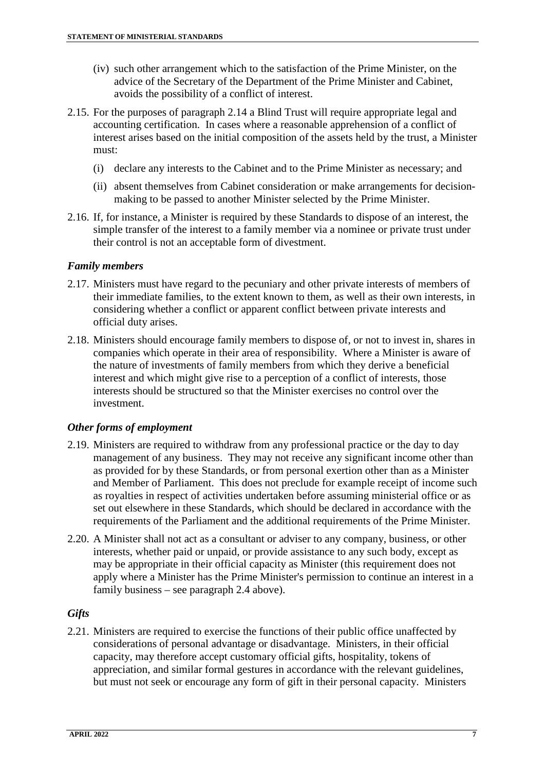(iv) such other arrangement which to the satisfaction of the Prime Minister, on the advice of the Secretary of the Department of the Prime Minister and Cabinet, avoids the possibility of a conflict of interest.

2.15. For the purposes of paragraph 2.14 a Blind Trust will require appropriate legal and accounting certification. In cases where a reasonable apprehension of a conflict of interest arises based on the initial composition of the assets held by the trust, a Minister must:

(i) declare any interests to the Cabinet and to the Prime Minister as necessary; and

(ii) absent themselves from Cabinet consideration or make arrangements for decision-making to be passed to another Minister selected by the Prime Minister.

2.16. If, for instance, a Minister is required by these Standards to dispose of an interest, the simple transfer of the interest to a family member via a nominee or private trust under their control is not an acceptable form of divestment.

### *Family members*

2.17. Ministers must have regard to the pecuniary and other private interests of members of their immediate families, to the extent known to them, as well as their own interests, in considering whether a conflict or apparent conflict between private interests and official duty arises.

2.18. Ministers should encourage family members to dispose of, or not to invest in, shares in companies which operate in their area of responsibility. Where a Minister is aware of the nature of investments of family members from which they derive a beneficial interest and which might give rise to a perception of a conflict of interests, those interests should be structured so that the Minister exercises no control over the investment.

### *Other forms of employment*

2.19. Ministers are required to withdraw from any professional practice or the day to day management of any business. They may not receive any significant income other than as provided for by these Standards, or from personal exertion other than as a Minister and Member of Parliament. This does not preclude for example receipt of income such as royalties in respect of activities undertaken before assuming ministerial office or as set out elsewhere in these Standards, which should be declared in accordance with the requirements of the Parliament and the additional requirements of the Prime Minister.

2.20. A Minister shall not act as a consultant or adviser to any company, business, or other interests, whether paid or unpaid, or provide assistance to any such body, except as may be appropriate in their official capacity as Minister (this requirement does not apply where a Minister has the Prime Minister's permission to continue an interest in a family business – see paragraph 2.4 above).

### *Gifts*

2.21. Ministers are required to exercise the functions of their public office unaffected by considerations of personal advantage or disadvantage. Ministers, in their official capacity, may therefore accept customary official gifts, hospitality, tokens of appreciation, and similar formal gestures in accordance with the relevant guidelines, but must not seek or encourage any form of gift in their personal capacity. Ministers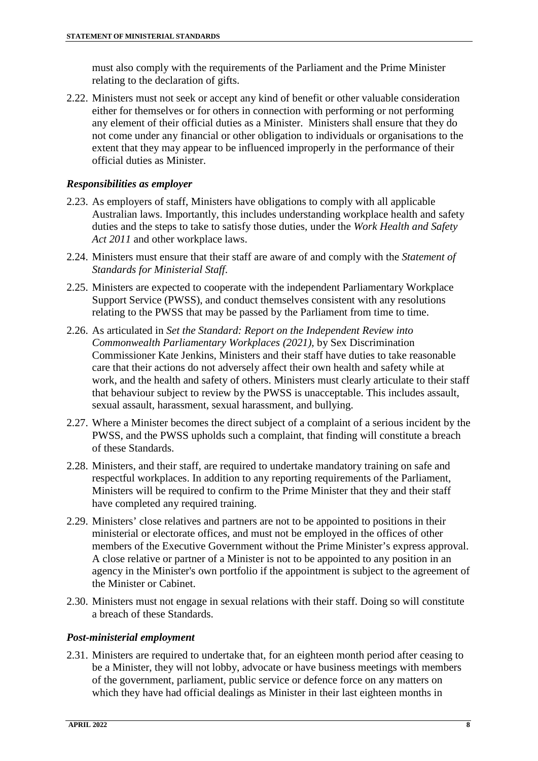must also comply with the requirements of the Parliament and the Prime Minister relating to the declaration of gifts.

2.22. Ministers must not seek or accept any kind of benefit or other valuable consideration either for themselves or for others in connection with performing or not performing any element of their official duties as a Minister. Ministers shall ensure that they do not come under any financial or other obligation to individuals or organisations to the extent that they may appear to be influenced improperly in the performance of their official duties as Minister.

### *Responsibilities as employer*

2.23. As employers of staff, Ministers have obligations to comply with all applicable Australian laws. Importantly, this includes understanding workplace health and safety duties and the steps to take to satisfy those duties, under the *Work Health and Safety Act 2011* and other workplace laws.

2.24. Ministers must ensure that their staff are aware of and comply with the *Statement of Standards for Ministerial Staff*.

2.25. Ministers are expected to cooperate with the independent Parliamentary Workplace Support Service (PWSS), and conduct themselves consistent with any resolutions relating to the PWSS that may be passed by the Parliament from time to time.

2.26. As articulated in *Set the Standard: Report on the Independent Review into Commonwealth Parliamentary Workplaces (2021)*, by Sex Discrimination Commissioner Kate Jenkins, Ministers and their staff have duties to take reasonable care that their actions do not adversely affect their own health and safety while at work, and the health and safety of others. Ministers must clearly articulate to their staff that behaviour subject to review by the PWSS is unacceptable. This includes assault, sexual assault, harassment, sexual harassment, and bullying.

2.27. Where a Minister becomes the direct subject of a complaint of a serious incident by the PWSS, and the PWSS upholds such a complaint, that finding will constitute a breach of these Standards.

2.28. Ministers, and their staff, are required to undertake mandatory training on safe and respectful workplaces. In addition to any reporting requirements of the Parliament, Ministers will be required to confirm to the Prime Minister that they and their staff have completed any required training.

2.29. Ministers' close relatives and partners are not to be appointed to positions in their ministerial or electorate offices, and must not be employed in the offices of other members of the Executive Government without the Prime Minister's express approval. A close relative or partner of a Minister is not to be appointed to any position in an agency in the Minister's own portfolio if the appointment is subject to the agreement of the Minister or Cabinet.

2.30. Ministers must not engage in sexual relations with their staff. Doing so will constitute a breach of these Standards.

### *Post-ministerial employment*

2.31. Ministers are required to undertake that, for an eighteen month period after ceasing to be a Minister, they will not lobby, advocate or have business meetings with members of the government, parliament, public service or defence force on any matters on which they have had official dealings as Minister in their last eighteen months in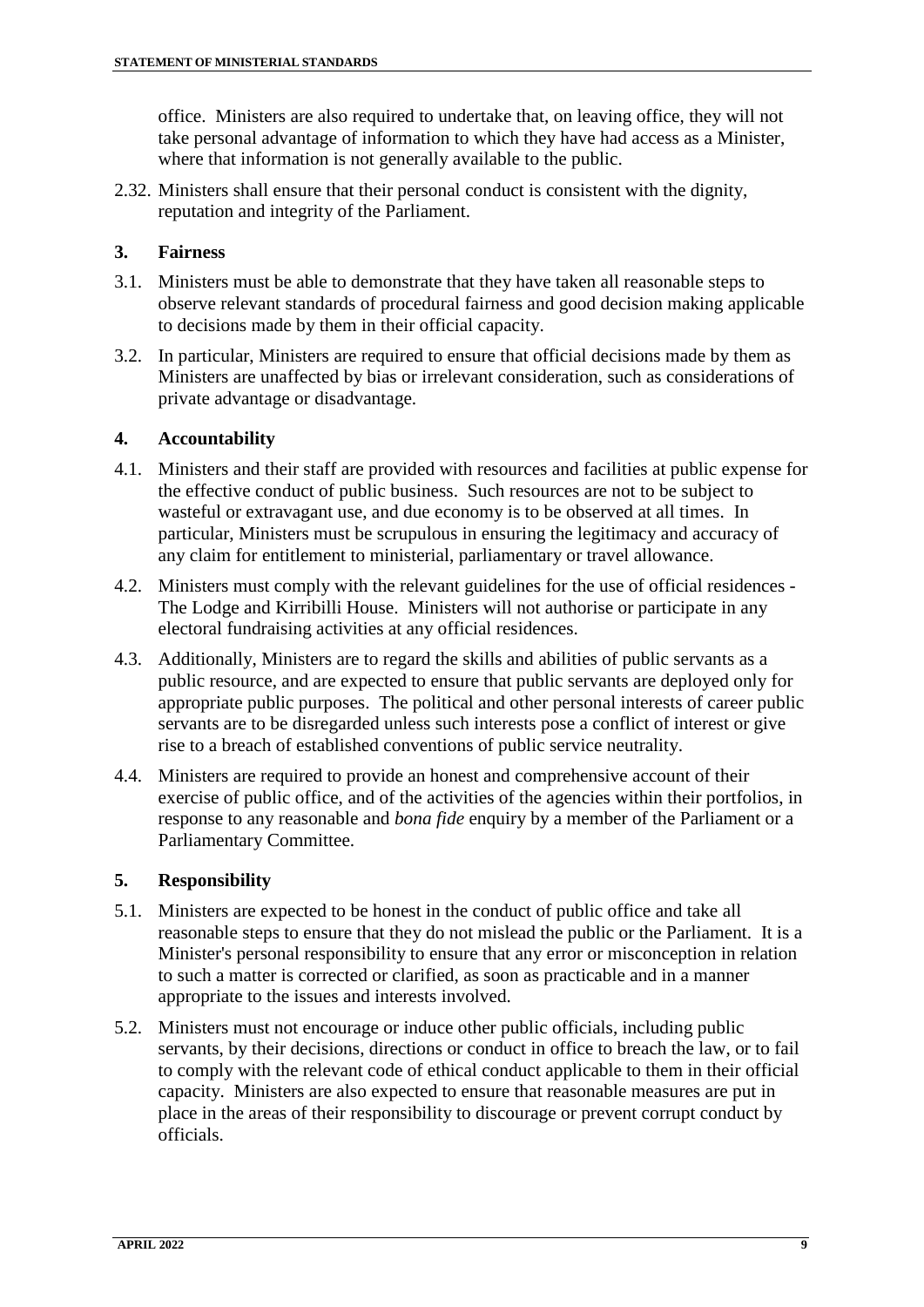office. Ministers are also required to undertake that, on leaving office, they will not take personal advantage of information to which they have had access as a Minister, where that information is not generally available to the public.

2.32. Ministers shall ensure that their personal conduct is consistent with the dignity, reputation and integrity of the Parliament.

## 3. Fairness

3.1. Ministers must be able to demonstrate that they have taken all reasonable steps to observe relevant standards of procedural fairness and good decision making applicable to decisions made by them in their official capacity.

3.2. In particular, Ministers are required to ensure that official decisions made by them as Ministers are unaffected by bias or irrelevant consideration, such as considerations of private advantage or disadvantage.

## 4. Accountability

4.1. Ministers and their staff are provided with resources and facilities at public expense for the effective conduct of public business. Such resources are not to be subject to wasteful or extravagant use, and due economy is to be observed at all times. In particular, Ministers must be scrupulous in ensuring the legitimacy and accuracy of any claim for entitlement to ministerial, parliamentary or travel allowance.

4.2. Ministers must comply with the relevant guidelines for the use of official residences - The Lodge and Kirribilli House. Ministers will not authorise or participate in any electoral fundraising activities at any official residences.

4.3. Additionally, Ministers are to regard the skills and abilities of public servants as a public resource, and are expected to ensure that public servants are deployed only for appropriate public purposes. The political and other personal interests of career public servants are to be disregarded unless such interests pose a conflict of interest or give rise to a breach of established conventions of public service neutrality.

4.4. Ministers are required to provide an honest and comprehensive account of their exercise of public office, and of the activities of the agencies within their portfolios, in response to any reasonable and *bona fide* enquiry by a member of the Parliament or a Parliamentary Committee.

## 5. Responsibility

5.1. Ministers are expected to be honest in the conduct of public office and take all reasonable steps to ensure that they do not mislead the public or the Parliament. It is a Minister's personal responsibility to ensure that any error or misconception in relation to such a matter is corrected or clarified, as soon as practicable and in a manner appropriate to the issues and interests involved.

5.2. Ministers must not encourage or induce other public officials, including public servants, by their decisions, directions or conduct in office to breach the law, or to fail to comply with the relevant code of ethical conduct applicable to them in their official capacity. Ministers are also expected to ensure that reasonable measures are put in place in the areas of their responsibility to discourage or prevent corrupt conduct by officials.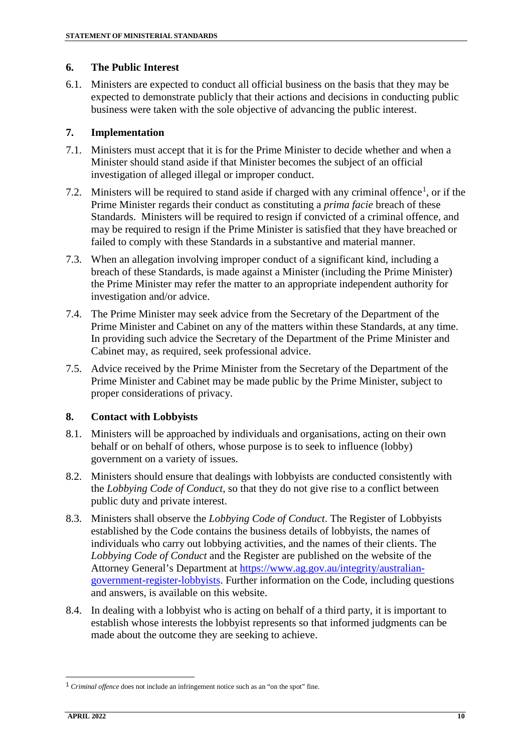## 6. The Public Interest

6.1. Ministers are expected to conduct all official business on the basis that they may be expected to demonstrate publicly that their actions and decisions in conducting public business were taken with the sole objective of advancing the public interest.

## 7. Implementation

7.1. Ministers must accept that it is for the Prime Minister to decide whether and when a Minister should stand aside if that Minister becomes the subject of an official investigation of alleged illegal or improper conduct.

7.2. Ministers will be required to stand aside if charged with any criminal offence[1], or if the Prime Minister regards their conduct as constituting a *prima facie* breach of these Standards. Ministers will be required to resign if convicted of a criminal offence, and may be required to resign if the Prime Minister is satisfied that they have breached or failed to comply with these Standards in a substantive and material manner.

7.3. When an allegation involving improper conduct of a significant kind, including a breach of these Standards, is made against a Minister (including the Prime Minister) the Prime Minister may refer the matter to an appropriate independent authority for investigation and/or advice.

7.4. The Prime Minister may seek advice from the Secretary of the Department of the Prime Minister and Cabinet on any of the matters within these Standards, at any time. In providing such advice the Secretary of the Department of the Prime Minister and Cabinet may, as required, seek professional advice.

7.5. Advice received by the Prime Minister from the Secretary of the Department of the Prime Minister and Cabinet may be made public by the Prime Minister, subject to proper considerations of privacy.

## 8. Contact with Lobbyists

8.1. Ministers will be approached by individuals and organisations, acting on their own behalf or on behalf of others, whose purpose is to seek to influence (lobby) government on a variety of issues.

8.2. Ministers should ensure that dealings with lobbyists are conducted consistently with the *Lobbying Code of Conduct*, so that they do not give rise to a conflict between public duty and private interest.

8.3. Ministers shall observe the *Lobbying Code of Conduct*. The Register of Lobbyists established by the Code contains the business details of lobbyists, the names of individuals who carry out lobbying activities, and the names of their clients. The *Lobbying Code of Conduct* and the Register are published on the website of the Attorney General's Department at [https://www.ag.gov.au/integrity/australian-government-register-lobbyists](https://www.ag.gov.au/integrity/australian-government-register-lobbyists). Further information on the Code, including questions and answers, is available on this website.

8.4. In dealing with a lobbyist who is acting on behalf of a third party, it is important to establish whose interests the lobbyist represents so that informed judgments can be made about the outcome they are seeking to achieve.

---

[1] *Criminal offence* does not include an infringement notice such as an "on the spot" fine.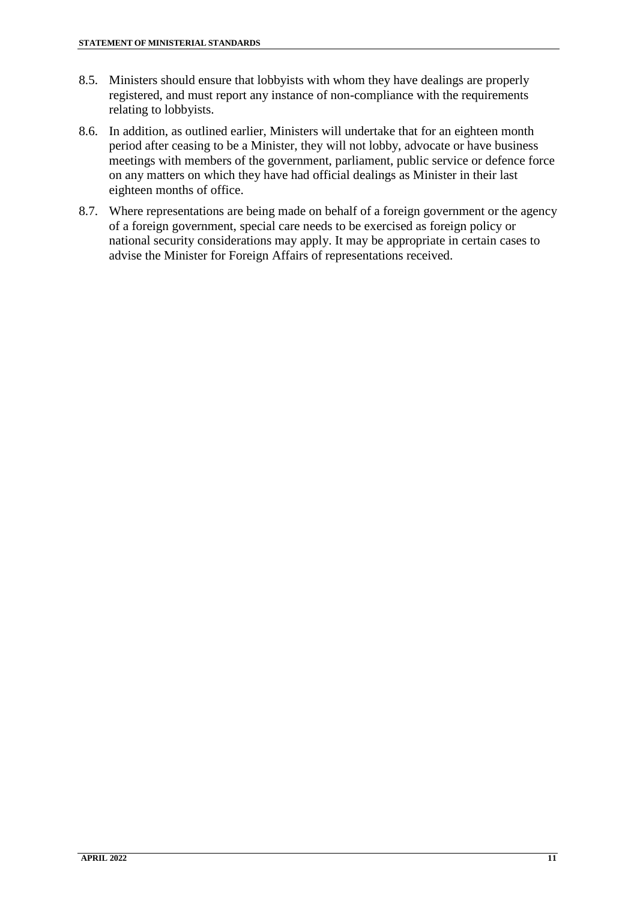8.5. Ministers should ensure that lobbyists with whom they have dealings are properly registered, and must report any instance of non-compliance with the requirements relating to lobbyists.

8.6. In addition, as outlined earlier, Ministers will undertake that for an eighteen month period after ceasing to be a Minister, they will not lobby, advocate or have business meetings with members of the government, parliament, public service or defence force on any matters on which they have had official dealings as Minister in their last eighteen months of office.

8.7. Where representations are being made on behalf of a foreign government or the agency of a foreign government, special care needs to be exercised as foreign policy or national security considerations may apply. It may be appropriate in certain cases to advise the Minister for Foreign Affairs of representations received.